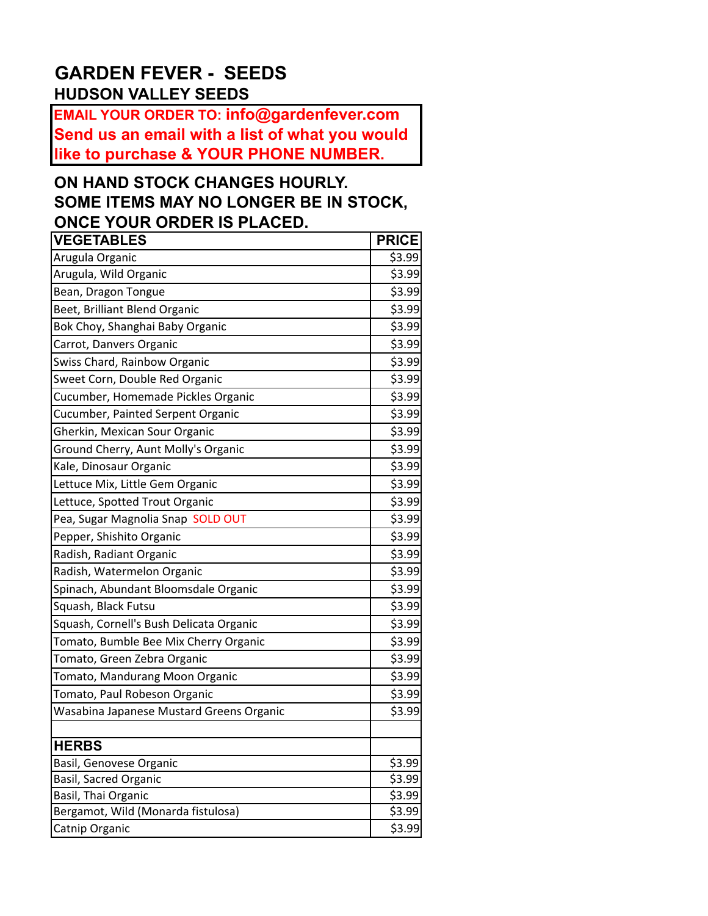# GARDEN FEVER - SEEDS

## HUDSON VALLEY SEEDS

**EMAIL YOUR ORDER TO: info@gardenfever.com**
**Send us an email with a list of what you would like to purchase & YOUR PHONE NUMBER.**

**ON HAND STOCK CHANGES HOURLY.**
**SOME ITEMS MAY NO LONGER BE IN STOCK, ONCE YOUR ORDER IS PLACED.**

| VEGETABLES | PRICE |
|---|---|
| Arugula Organic | $3.99 |
| Arugula, Wild Organic | $3.99 |
| Bean, Dragon Tongue | $3.99 |
| Beet, Brilliant Blend Organic | $3.99 |
| Bok Choy, Shanghai Baby Organic | $3.99 |
| Carrot, Danvers Organic | $3.99 |
| Swiss Chard, Rainbow Organic | $3.99 |
| Sweet Corn, Double Red Organic | $3.99 |
| Cucumber, Homemade Pickles Organic | $3.99 |
| Cucumber, Painted Serpent Organic | $3.99 |
| Gherkin, Mexican Sour Organic | $3.99 |
| Ground Cherry, Aunt Molly's Organic | $3.99 |
| Kale, Dinosaur Organic | $3.99 |
| Lettuce Mix, Little Gem Organic | $3.99 |
| Lettuce, Spotted Trout Organic | $3.99 |
| Pea, Sugar Magnolia Snap SOLD OUT | $3.99 |
| Pepper, Shishito Organic | $3.99 |
| Radish, Radiant Organic | $3.99 |
| Radish, Watermelon Organic | $3.99 |
| Spinach, Abundant Bloomsdale Organic | $3.99 |
| Squash, Black Futsu | $3.99 |
| Squash, Cornell's Bush Delicata Organic | $3.99 |
| Tomato, Bumble Bee Mix Cherry Organic | $3.99 |
| Tomato, Green Zebra Organic | $3.99 |
| Tomato, Mandurang Moon Organic | $3.99 |
| Tomato, Paul Robeson Organic | $3.99 |
| Wasabina Japanese Mustard Greens Organic | $3.99 |
| | |
| **HERBS** | |
| Basil, Genovese Organic | $3.99 |
| Basil, Sacred Organic | $3.99 |
| Basil, Thai Organic | $3.99 |
| Bergamot, Wild (Monarda fistulosa) | $3.99 |
| Catnip Organic | $3.99 |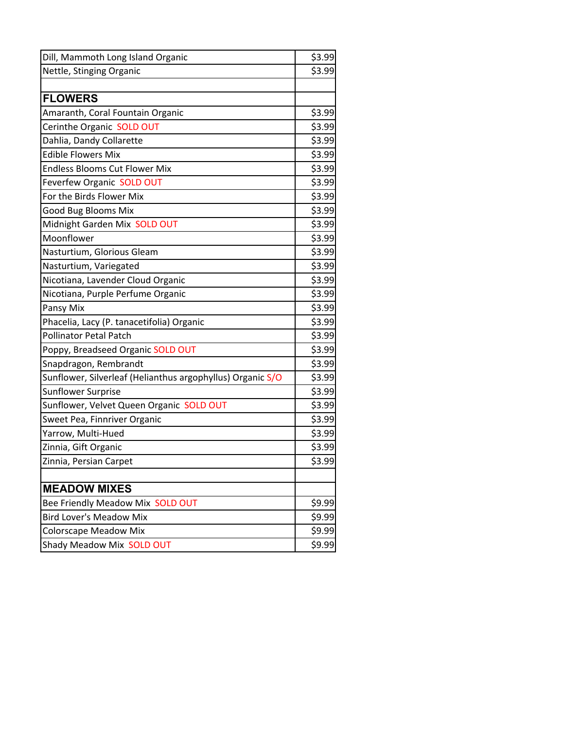| | |
|---|---|
| Dill, Mammoth Long Island Organic | $3.99 |
| Nettle, Stinging Organic | $3.99 |
| | |
| **FLOWERS** | |
| Amaranth, Coral Fountain Organic | $3.99 |
| Cerinthe Organic SOLD OUT | $3.99 |
| Dahlia, Dandy Collarette | $3.99 |
| Edible Flowers Mix | $3.99 |
| Endless Blooms Cut Flower Mix | $3.99 |
| Feverfew Organic SOLD OUT | $3.99 |
| For the Birds Flower Mix | $3.99 |
| Good Bug Blooms Mix | $3.99 |
| Midnight Garden Mix SOLD OUT | $3.99 |
| Moonflower | $3.99 |
| Nasturtium, Glorious Gleam | $3.99 |
| Nasturtium, Variegated | $3.99 |
| Nicotiana, Lavender Cloud Organic | $3.99 |
| Nicotiana, Purple Perfume Organic | $3.99 |
| Pansy Mix | $3.99 |
| Phacelia, Lacy (P. tanacetifolia) Organic | $3.99 |
| Pollinator Petal Patch | $3.99 |
| Poppy, Breadseed Organic SOLD OUT | $3.99 |
| Snapdragon, Rembrandt | $3.99 |
| Sunflower, Silverleaf (Helianthus argophyllus) Organic S/O | $3.99 |
| Sunflower Surprise | $3.99 |
| Sunflower, Velvet Queen Organic SOLD OUT | $3.99 |
| Sweet Pea, Finnriver Organic | $3.99 |
| Yarrow, Multi-Hued | $3.99 |
| Zinnia, Gift Organic | $3.99 |
| Zinnia, Persian Carpet | $3.99 |
| | |
| **MEADOW MIXES** | |
| Bee Friendly Meadow Mix SOLD OUT | $9.99 |
| Bird Lover's Meadow Mix | $9.99 |
| Colorscape Meadow Mix | $9.99 |
| Shady Meadow Mix SOLD OUT | $9.99 |